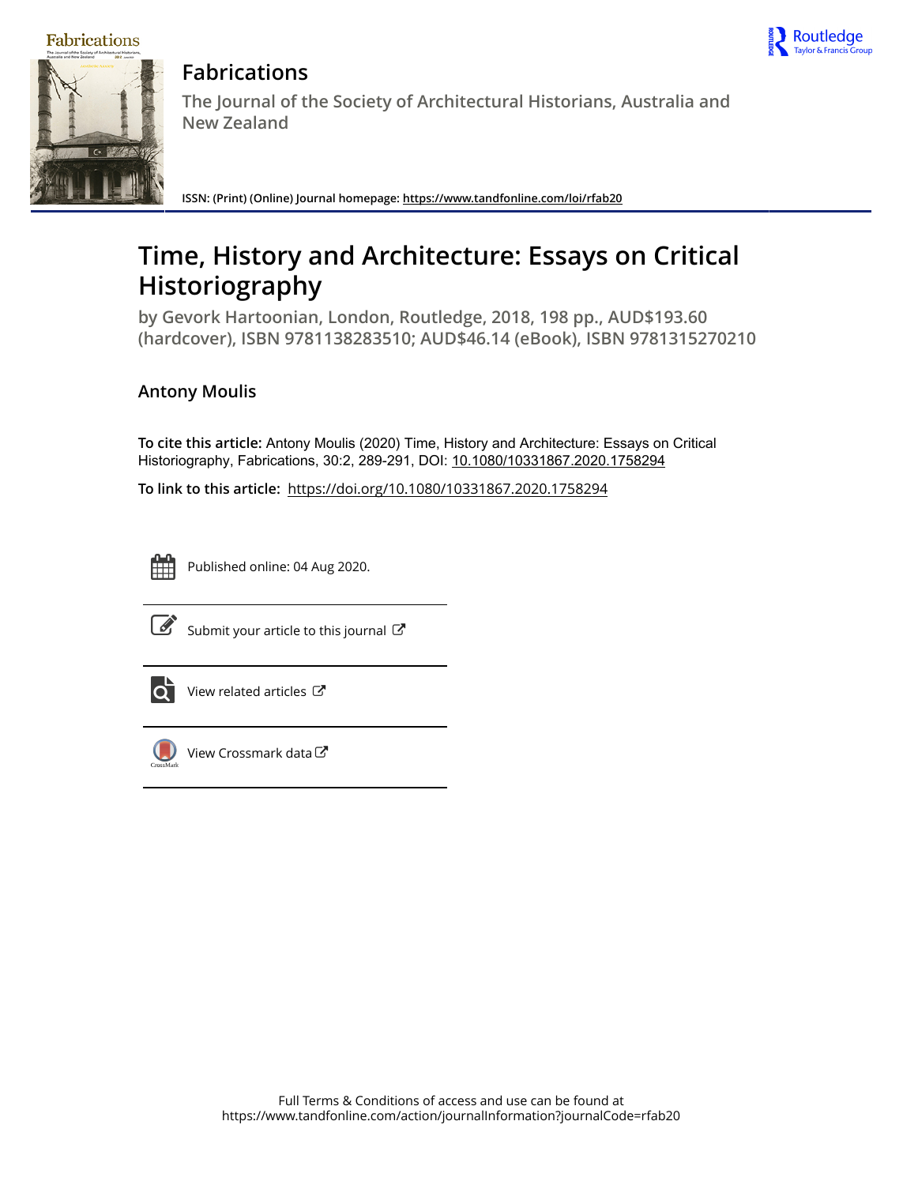# Fabrications

The Journal of the Society of Architectural Historians, Australia and New Zealand

ISSN: (Print) (Online) Journal homepage: https://www.tandfonline.com/loi/rfab20

## Time, History and Architecture: Essays on Critical Historiography

by Gevork Hartoonian, London, Routledge, 2018, 198 pp., AUD$193.60 (hardcover), ISBN 9781138283510; AUD$46.14 (eBook), ISBN 9781315270210

**Antony Moulis**

**To cite this article:** Antony Moulis (2020) Time, History and Architecture: Essays on Critical Historiography, Fabrications, 30:2, 289-291, DOI: 10.1080/10331867.2020.1758294

**To link to this article:** https://doi.org/10.1080/10331867.2020.1758294

Published online: 04 Aug 2020.

Submit your article to this journal

View related articles

View Crossmark data

Full Terms & Conditions of access and use can be found at https://www.tandfonline.com/action/journalInformation?journalCode=rfab20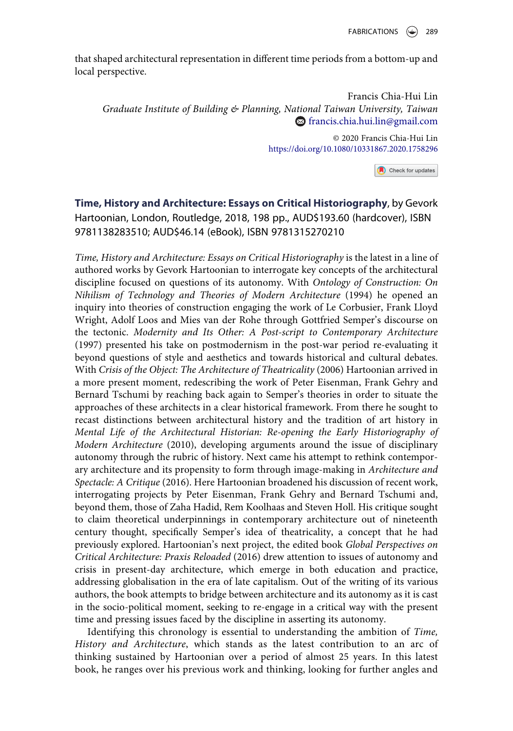that shaped architectural representation in different time periods from a bottom-up and local perspective.

Francis Chia-Hui Lin  
*Graduate Institute of Building & Planning, National Taiwan University, Taiwan*  
francis.chia.hui.lin@gmail.com

© 2020 Francis Chia-Hui Lin  
https://doi.org/10.1080/10331867.2020.1758296

**Time, History and Architecture: Essays on Critical Historiography**, by Gevork Hartoonian, London, Routledge, 2018, 198 pp., AUD$193.60 (hardcover), ISBN 9781138283510; AUD$46.14 (eBook), ISBN 9781315270210

*Time, History and Architecture: Essays on Critical Historiography* is the latest in a line of authored works by Gevork Hartoonian to interrogate key concepts of the architectural discipline focused on questions of its autonomy. With *Ontology of Construction: On Nihilism of Technology and Theories of Modern Architecture* (1994) he opened an inquiry into theories of construction engaging the work of Le Corbusier, Frank Lloyd Wright, Adolf Loos and Mies van der Rohe through Gottfried Semper's discourse on the tectonic. *Modernity and Its Other: A Post-script to Contemporary Architecture* (1997) presented his take on postmodernism in the post-war period re-evaluating it beyond questions of style and aesthetics and towards historical and cultural debates. With *Crisis of the Object: The Architecture of Theatricality* (2006) Hartoonian arrived in a more present moment, redescribing the work of Peter Eisenman, Frank Gehry and Bernard Tschumi by reaching back again to Semper's theories in order to situate the approaches of these architects in a clear historical framework. From there he sought to recast distinctions between architectural history and the tradition of art history in *Mental Life of the Architectural Historian: Re-opening the Early Historiography of Modern Architecture* (2010), developing arguments around the issue of disciplinary autonomy through the rubric of history. Next came his attempt to rethink contemporary architecture and its propensity to form through image-making in *Architecture and Spectacle: A Critique* (2016). Here Hartoonian broadened his discussion of recent work, interrogating projects by Peter Eisenman, Frank Gehry and Bernard Tschumi and, beyond them, those of Zaha Hadid, Rem Koolhaas and Steven Holl. His critique sought to claim theoretical underpinnings in contemporary architecture out of nineteenth century thought, specifically Semper's idea of theatricality, a concept that he had previously explored. Hartoonian's next project, the edited book *Global Perspectives on Critical Architecture: Praxis Reloaded* (2016) drew attention to issues of autonomy and crisis in present-day architecture, which emerge in both education and practice, addressing globalisation in the era of late capitalism. Out of the writing of its various authors, the book attempts to bridge between architecture and its autonomy as it is cast in the socio-political moment, seeking to re-engage in a critical way with the present time and pressing issues faced by the discipline in asserting its autonomy.

Identifying this chronology is essential to understanding the ambition of *Time, History and Architecture*, which stands as the latest contribution to an arc of thinking sustained by Hartoonian over a period of almost 25 years. In this latest book, he ranges over his previous work and thinking, looking for further angles and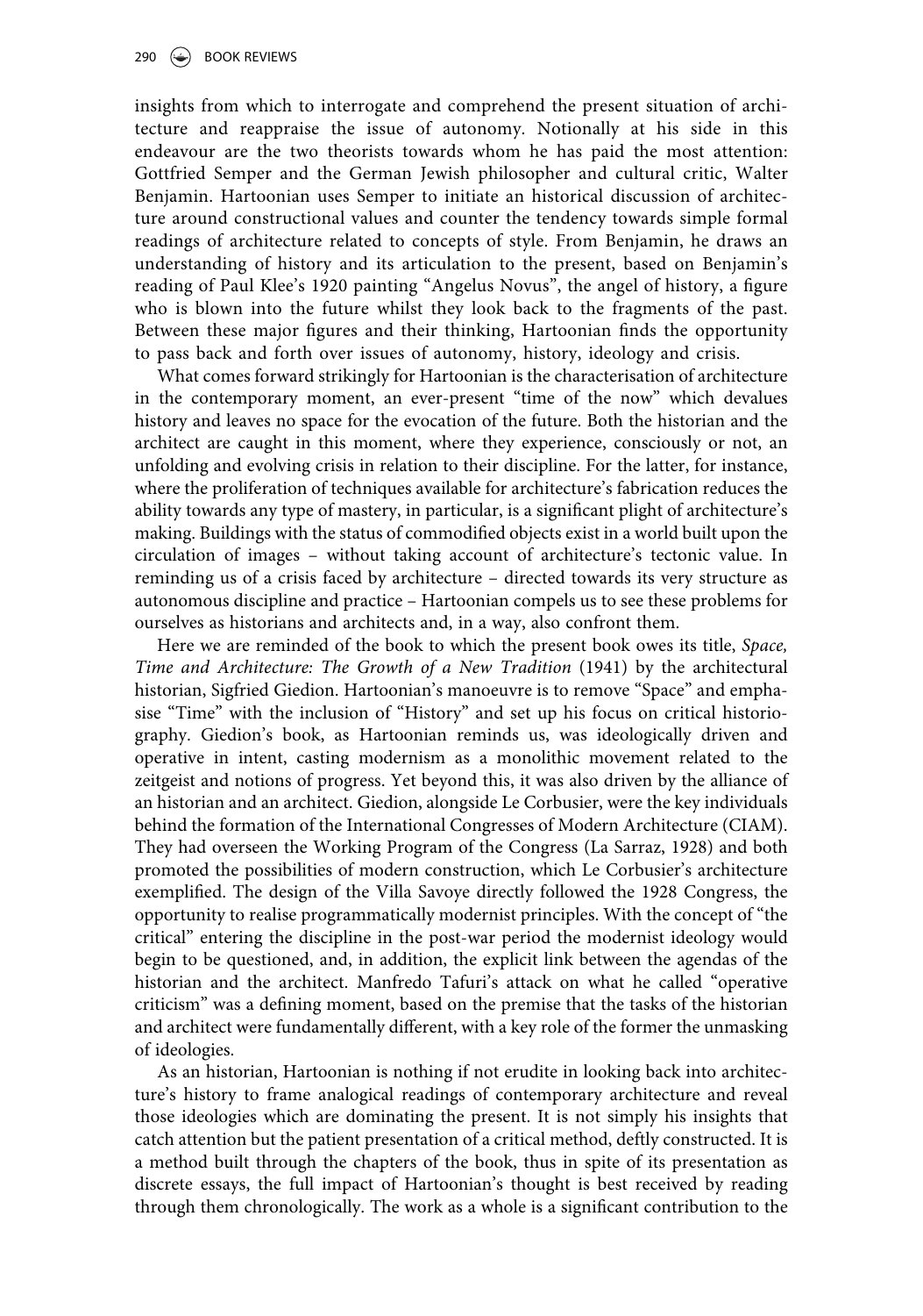insights from which to interrogate and comprehend the present situation of architecture and reappraise the issue of autonomy. Notionally at his side in this endeavour are the two theorists towards whom he has paid the most attention: Gottfried Semper and the German Jewish philosopher and cultural critic, Walter Benjamin. Hartoonian uses Semper to initiate an historical discussion of architecture around constructional values and counter the tendency towards simple formal readings of architecture related to concepts of style. From Benjamin, he draws an understanding of history and its articulation to the present, based on Benjamin's reading of Paul Klee's 1920 painting "Angelus Novus", the angel of history, a figure who is blown into the future whilst they look back to the fragments of the past. Between these major figures and their thinking, Hartoonian finds the opportunity to pass back and forth over issues of autonomy, history, ideology and crisis.

What comes forward strikingly for Hartoonian is the characterisation of architecture in the contemporary moment, an ever-present "time of the now" which devalues history and leaves no space for the evocation of the future. Both the historian and the architect are caught in this moment, where they experience, consciously or not, an unfolding and evolving crisis in relation to their discipline. For the latter, for instance, where the proliferation of techniques available for architecture's fabrication reduces the ability towards any type of mastery, in particular, is a significant plight of architecture's making. Buildings with the status of commodified objects exist in a world built upon the circulation of images – without taking account of architecture's tectonic value. In reminding us of a crisis faced by architecture – directed towards its very structure as autonomous discipline and practice – Hartoonian compels us to see these problems for ourselves as historians and architects and, in a way, also confront them.

Here we are reminded of the book to which the present book owes its title, *Space, Time and Architecture: The Growth of a New Tradition* (1941) by the architectural historian, Sigfried Giedion. Hartoonian's manoeuvre is to remove "Space" and emphasise "Time" with the inclusion of "History" and set up his focus on critical historiography. Giedion's book, as Hartoonian reminds us, was ideologically driven and operative in intent, casting modernism as a monolithic movement related to the zeitgeist and notions of progress. Yet beyond this, it was also driven by the alliance of an historian and an architect. Giedion, alongside Le Corbusier, were the key individuals behind the formation of the International Congresses of Modern Architecture (CIAM). They had overseen the Working Program of the Congress (La Sarraz, 1928) and both promoted the possibilities of modern construction, which Le Corbusier's architecture exemplified. The design of the Villa Savoye directly followed the 1928 Congress, the opportunity to realise programmatically modernist principles. With the concept of "the critical" entering the discipline in the post-war period the modernist ideology would begin to be questioned, and, in addition, the explicit link between the agendas of the historian and the architect. Manfredo Tafuri's attack on what he called "operative criticism" was a defining moment, based on the premise that the tasks of the historian and architect were fundamentally different, with a key role of the former the unmasking of ideologies.

As an historian, Hartoonian is nothing if not erudite in looking back into architecture's history to frame analogical readings of contemporary architecture and reveal those ideologies which are dominating the present. It is not simply his insights that catch attention but the patient presentation of a critical method, deftly constructed. It is a method built through the chapters of the book, thus in spite of its presentation as discrete essays, the full impact of Hartoonian's thought is best received by reading through them chronologically. The work as a whole is a significant contribution to the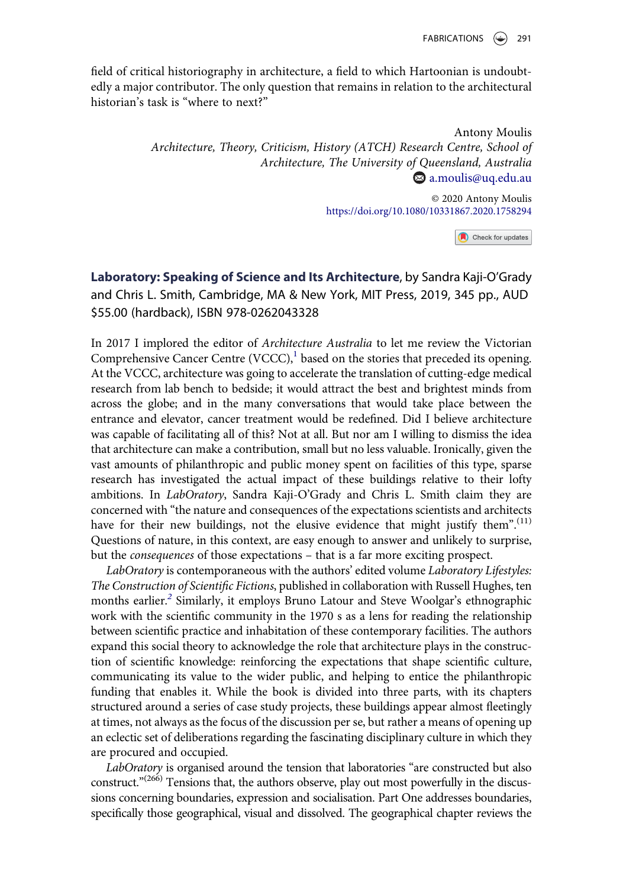field of critical historiography in architecture, a field to which Hartoonian is undoubtedly a major contributor. The only question that remains in relation to the architectural historian's task is "where to next?"

Antony Moulis
*Architecture, Theory, Criticism, History (ATCH) Research Centre, School of Architecture, The University of Queensland, Australia*
a.moulis@uq.edu.au

© 2020 Antony Moulis
https://doi.org/10.1080/10331867.2020.1758294

**Laboratory: Speaking of Science and Its Architecture**, by Sandra Kaji-O'Grady and Chris L. Smith, Cambridge, MA & New York, MIT Press, 2019, 345 pp., AUD $55.00 (hardback), ISBN 978-0262043328

In 2017 I implored the editor of *Architecture Australia* to let me review the Victorian Comprehensive Cancer Centre (VCCC),[1] based on the stories that preceded its opening. At the VCCC, architecture was going to accelerate the translation of cutting-edge medical research from lab bench to bedside; it would attract the best and brightest minds from across the globe; and in the many conversations that would take place between the entrance and elevator, cancer treatment would be redefined. Did I believe architecture was capable of facilitating all of this? Not at all. But nor am I willing to dismiss the idea that architecture can make a contribution, small but no less valuable. Ironically, given the vast amounts of philanthropic and public money spent on facilities of this type, sparse research has investigated the actual impact of these buildings relative to their lofty ambitions. In *LabOratory*, Sandra Kaji-O'Grady and Chris L. Smith claim they are concerned with "the nature and consequences of the expectations scientists and architects have for their new buildings, not the elusive evidence that might justify them".[(11)] Questions of nature, in this context, are easy enough to answer and unlikely to surprise, but the *consequences* of those expectations – that is a far more exciting prospect.

*LabOratory* is contemporaneous with the authors' edited volume *Laboratory Lifestyles: The Construction of Scientific Fictions*, published in collaboration with Russell Hughes, ten months earlier.[2] Similarly, it employs Bruno Latour and Steve Woolgar's ethnographic work with the scientific community in the 1970 s as a lens for reading the relationship between scientific practice and inhabitation of these contemporary facilities. The authors expand this social theory to acknowledge the role that architecture plays in the construction of scientific knowledge: reinforcing the expectations that shape scientific culture, communicating its value to the wider public, and helping to entice the philanthropic funding that enables it. While the book is divided into three parts, with its chapters structured around a series of case study projects, these buildings appear almost fleetingly at times, not always as the focus of the discussion per se, but rather a means of opening up an eclectic set of deliberations regarding the fascinating disciplinary culture in which they are procured and occupied.

*LabOratory* is organised around the tension that laboratories "are constructed but also construct."[(266)] Tensions that, the authors observe, play out most powerfully in the discussions concerning boundaries, expression and socialisation. Part One addresses boundaries, specifically those geographical, visual and dissolved. The geographical chapter reviews the